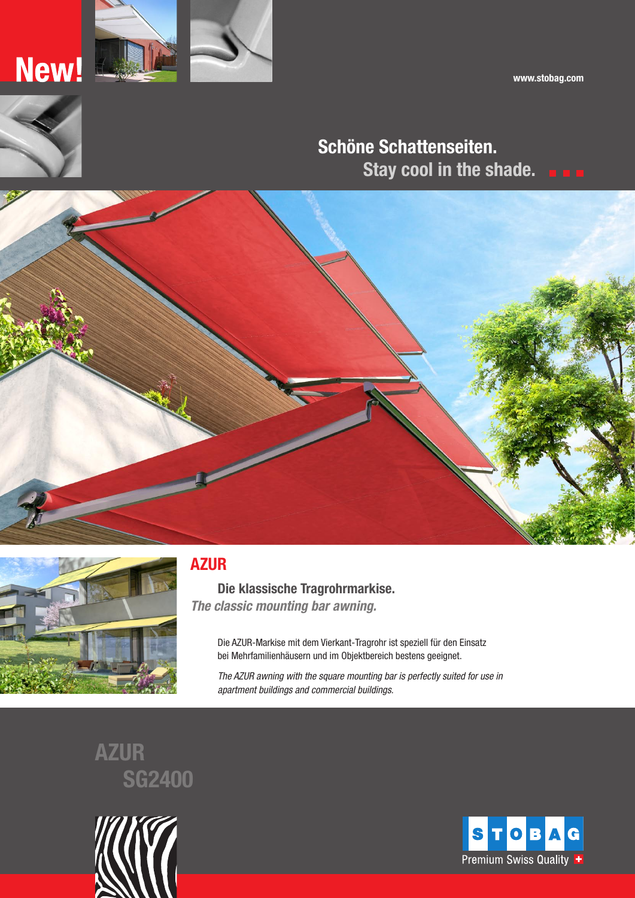New!

www.stobag.com

## Schöne Schattenseiten.

## Stay cool in the shade.

# AZUR

**Die klassische Tragrohrmarkise.**

***The classic mounting bar awning.***

Die AZUR-Markise mit dem Vierkant-Tragrohr ist speziell für den Einsatz bei Mehrfamilienhäusern und im Objektbereich bestens geeignet.

*The AZUR awning with the square mounting bar is perfectly suited for use in apartment buildings and commercial buildings.*

## AZUR SG2400

STOBAG

Premium Swiss Quality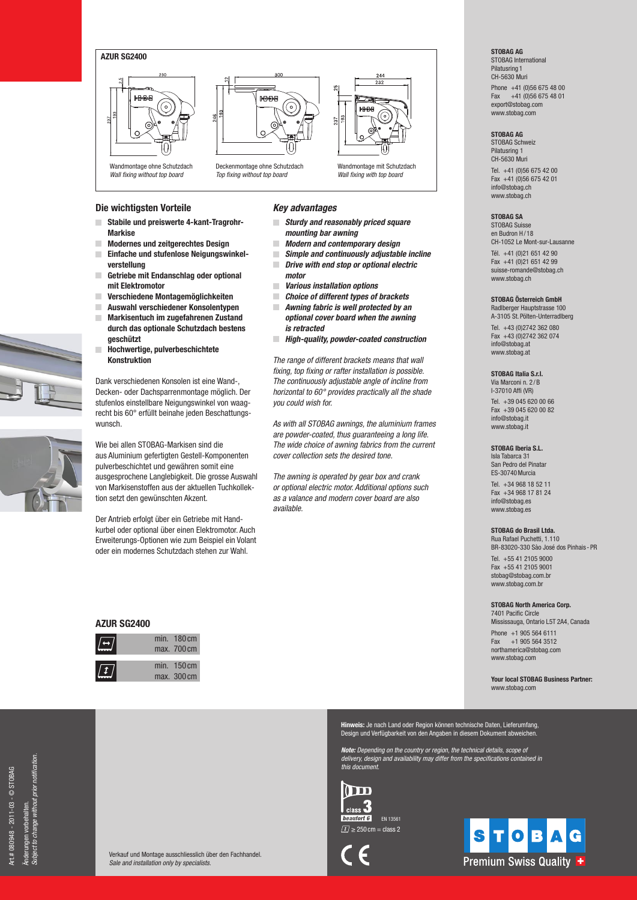## AZUR SG2400

230

2,5

237

193

300

12

246

193

244

232

25

237

193

Wandmontage ohne Schutzdach
*Wall fixing without top board*

Deckenmontage ohne Schutzdach
*Top fixing without top board*

Wandmontage mit Schutzdach
*Wall fixing with top board*

### Die wichtigsten Vorteile

- **Stabile und preiswerte 4-kant-Tragrohr-Markise**
- **Modernes und zeitgerechtes Design**
- **Einfache und stufenlose Neigungswinkelverstellung**
- **Getriebe mit Endanschlag oder optional mit Elektromotor**
- **Verschiedene Montagemöglichkeiten**
- **Auswahl verschiedener Konsolentypen**
- **Markisentuch im zugefahrenen Zustand durch das optionale Schutzdach bestens geschützt**
- **Hochwertige, pulverbeschichtete Konstruktion**

Dank verschiedenen Konsolen ist eine Wand-, Decken- oder Dachsparrenmontage möglich. Der stufenlos einstellbare Neigungswinkel von waagrecht bis 60° erfüllt beinahe jeden Beschattungswunsch.

Wie bei allen STOBAG-Markisen sind die aus Aluminium gefertigten Gestell-Komponenten pulverbeschichtet und gewähren somit eine ausgesprochene Langlebigkeit. Die grosse Auswahl von Markisenstoffen aus der aktuellen Tuchkollektion setzt den gewünschten Akzent.

Der Antrieb erfolgt über ein Getriebe mit Handkurbel oder optional über einen Elektromotor. Auch Erweiterungs-Optionen wie zum Beispiel ein Volant oder ein modernes Schutzdach stehen zur Wahl.

### *Key advantages*

- ***Sturdy and reasonably priced square mounting bar awning***
- ***Modern and contemporary design***
- ***Simple and continuously adjustable incline***
- ***Drive with end stop or optional electric motor***
- ***Various installation options***
- ***Choice of different types of brackets***
- ***Awning fabric is well protected by an optional cover board when the awning is retracted***
- ***High-quality, powder-coated construction***

*The range of different brackets means that wall fixing, top fixing or rafter installation is possible. The continuously adjustable angle of incline from horizontal to 60° provides practically all the shade you could wish for.*

*As with all STOBAG awnings, the aluminium frames are powder-coated, thus guaranteeing a long life. The wide choice of awning fabrics from the current cover collection sets the desired tone.*

*The awning is operated by gear box and crank or optional electric motor. Additional options such as a valance and modern cover board are also available.*

## AZUR SG2400

| | |
|---|---|
| ↔ | min. 180 cm<br>max. 700 cm |
| ↕ | min. 150 cm<br>max. 300 cm |

**STOBAG AG**
STOBAG International
Pilatusring 1
CH-5630 Muri
Phone +41 (0)56 675 48 00
Fax +41 (0)56 675 48 01
export@stobag.com
www.stobag.com

**STOBAG AG**
STOBAG Schweiz
Pilatusring 1
CH-5630 Muri
Tel. +41 (0)56 675 42 00
Fax +41 (0)56 675 42 01
info@stobag.ch
www.stobag.ch

**STOBAG SA**
STOBAG Suisse
en Budron H / 18
CH-1052 Le Mont-sur-Lausanne
Tél. +41 (0)21 651 42 90
Fax +41 (0)21 651 42 99
suisse-romande@stobag.ch
www.stobag.ch

**STOBAG Österreich GmbH**
Radlberger Hauptstrasse 100
A-3105 St. Pölten-Unterradlberg
Tel. +43 (0)2742 362 080
Fax +43 (0)2742 362 074
info@stobag.at
www.stobag.at

**STOBAG Italia S.r.l.**
Via Marconi n. 2 / B
I-37010 Affi (VR)
Tel. +39 045 620 00 66
Fax +39 045 620 00 82
info@stobag.it
www.stobag.it

**STOBAG Iberia S.L.**
Isla Tabarca 31
San Pedro del Pinatar
ES-30740 Murcia
Tel. +34 968 18 52 11
Fax +34 968 17 81 24
info@stobag.es
www.stobag.es

**STOBAG do Brasil Ltda.**
Rua Rafael Puchetti, 1.110
BR-83020-330 São José dos Pinhais - PR
Tel. +55 41 2105 9000
Fax +55 41 2105 9001
stobag@stobag.com.br
www.stobag.com.br

**STOBAG North America Corp.**
7401 Pacific Circle
Mississauga, Ontario L5T 2A4, Canada
Phone +1 905 564 6111
Fax +1 905 564 3512
northamerica@stobag.com
www.stobag.com

**Your local STOBAG Business Partner:**
www.stobag.com

**Hinweis:** Je nach Land oder Region können technische Daten, Lieferumfang, Design und Verfügbarkeit von den Angaben in diesem Dokument abweichen.

***Note:** Depending on the country or region, the technical details, scope of delivery, design and availability may differ from the specifications contained in this document.*

class 3
beaufort 6
EN 13561
↕ ≥ 250 cm = class 2

CE

STOBAG
Premium Swiss Quality

Verkauf und Montage ausschliesslich über den Fachhandel.
*Sale and installation only by specialists.*

Art.# 080948 - 2011-03 - © STOBAG
Änderungen vorbehalten.
*Subject to change without prior notification.*